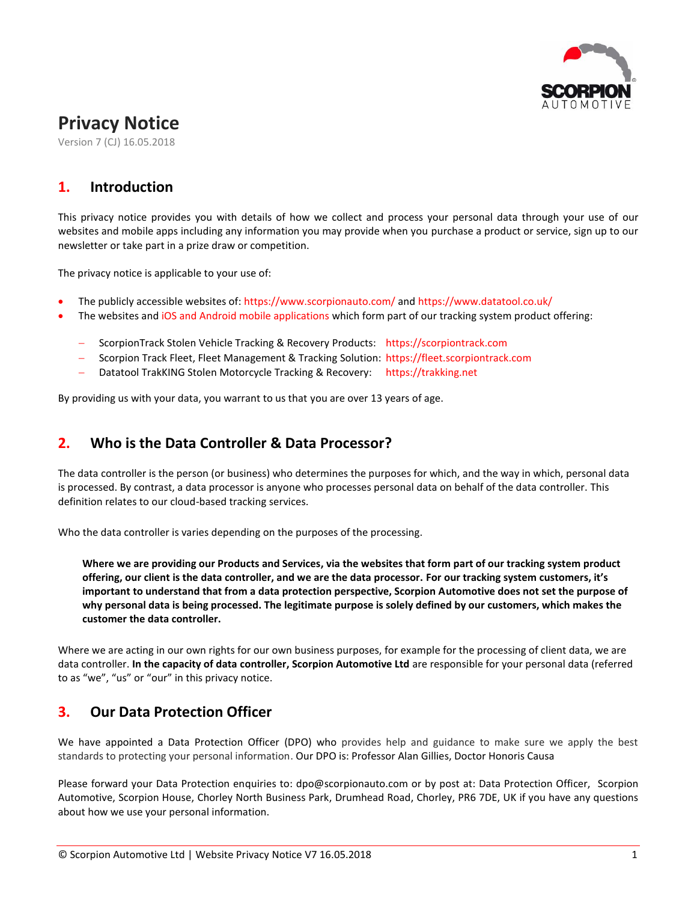# Privacy Notice

Version 7 (CJ) 16.05.2018

## 1. Introduction

This privacy notice provides you with details of how we collect and process your personal data through your use of our websites and mobile apps including any information you may provide when you purchase a product or service, sign up to our newsletter or take part in a prize draw or competition.

The privacy notice is applicable to your use of:

- The publicly accessible websites of: https://www.scorpionauto.com/ and https://www.datatool.co.uk/
- The websites and iOS and Android mobile applications which form part of our tracking system product offering:
  - ScorpionTrack Stolen Vehicle Tracking & Recovery Products: https://scorpiontrack.com
  - Scorpion Track Fleet, Fleet Management & Tracking Solution: https://fleet.scorpiontrack.com
  - Datatool TrakKING Stolen Motorcycle Tracking & Recovery: https://trakking.net

By providing us with your data, you warrant to us that you are over 13 years of age.

## 2. Who is the Data Controller & Data Processor?

The data controller is the person (or business) who determines the purposes for which, and the way in which, personal data is processed. By contrast, a data processor is anyone who processes personal data on behalf of the data controller. This definition relates to our cloud-based tracking services.

Who the data controller is varies depending on the purposes of the processing.

> **Where we are providing our Products and Services, via the websites that form part of our tracking system product offering, our client is the data controller, and we are the data processor. For our tracking system customers, it's important to understand that from a data protection perspective, Scorpion Automotive does not set the purpose of why personal data is being processed. The legitimate purpose is solely defined by our customers, which makes the customer the data controller.**

Where we are acting in our own rights for our own business purposes, for example for the processing of client data, we are data controller. **In the capacity of data controller, Scorpion Automotive Ltd** are responsible for your personal data (referred to as "we", "us" or "our" in this privacy notice.

## 3. Our Data Protection Officer

We have appointed a Data Protection Officer (DPO) who provides help and guidance to make sure we apply the best standards to protecting your personal information. Our DPO is: Professor Alan Gillies, Doctor Honoris Causa

Please forward your Data Protection enquiries to: dpo@scorpionauto.com or by post at: Data Protection Officer, Scorpion Automotive, Scorpion House, Chorley North Business Park, Drumhead Road, Chorley, PR6 7DE, UK if you have any questions about how we use your personal information.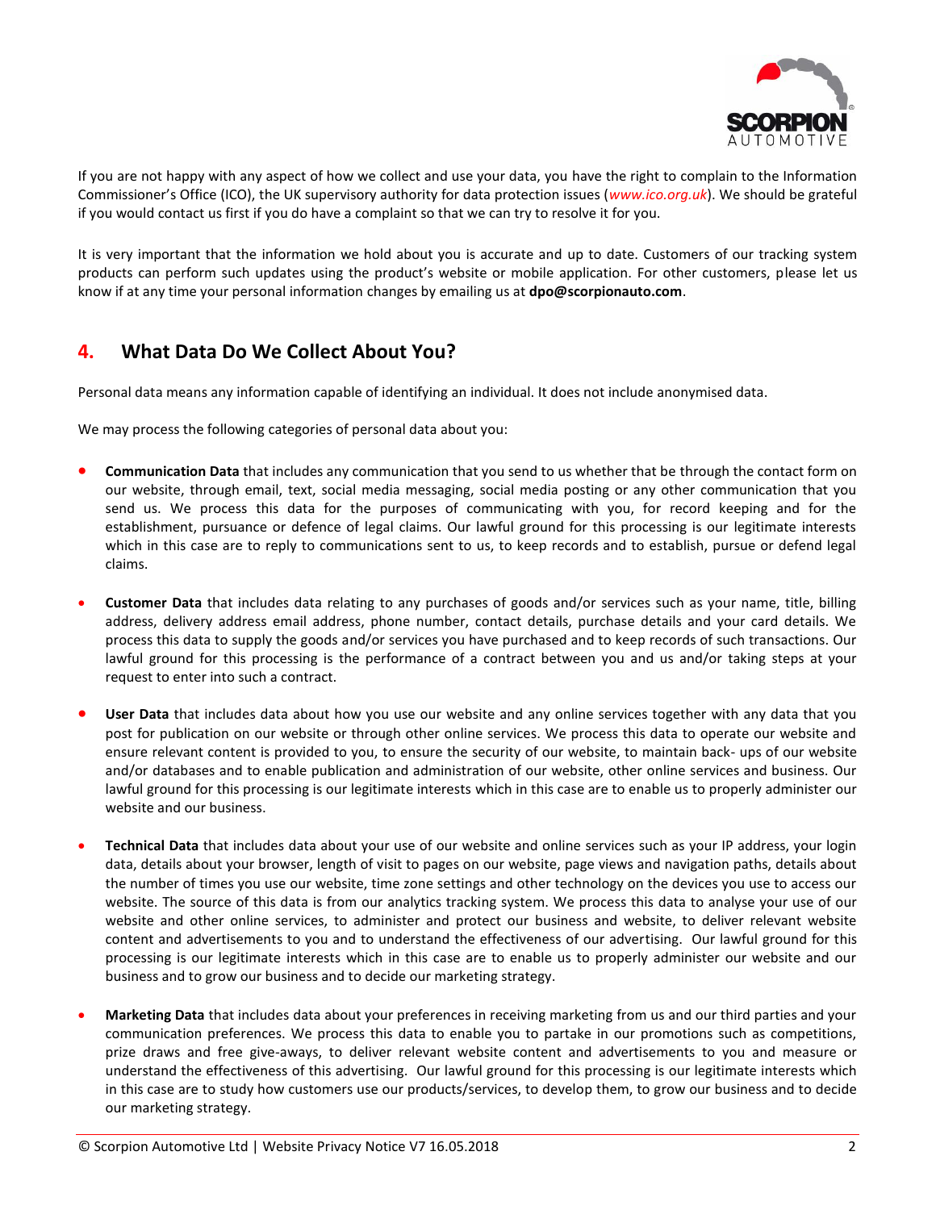If you are not happy with any aspect of how we collect and use your data, you have the right to complain to the Information Commissioner's Office (ICO), the UK supervisory authority for data protection issues (*www.ico.org.uk*). We should be grateful if you would contact us first if you do have a complaint so that we can try to resolve it for you.

It is very important that the information we hold about you is accurate and up to date. Customers of our tracking system products can perform such updates using the product's website or mobile application. For other customers, please let us know if at any time your personal information changes by emailing us at **dpo@scorpionauto.com**.

## 4. What Data Do We Collect About You?

Personal data means any information capable of identifying an individual. It does not include anonymised data.

We may process the following categories of personal data about you:

- **Communication Data** that includes any communication that you send to us whether that be through the contact form on our website, through email, text, social media messaging, social media posting or any other communication that you send us. We process this data for the purposes of communicating with you, for record keeping and for the establishment, pursuance or defence of legal claims. Our lawful ground for this processing is our legitimate interests which in this case are to reply to communications sent to us, to keep records and to establish, pursue or defend legal claims.

- **Customer Data** that includes data relating to any purchases of goods and/or services such as your name, title, billing address, delivery address email address, phone number, contact details, purchase details and your card details. We process this data to supply the goods and/or services you have purchased and to keep records of such transactions. Our lawful ground for this processing is the performance of a contract between you and us and/or taking steps at your request to enter into such a contract.

- **User Data** that includes data about how you use our website and any online services together with any data that you post for publication on our website or through other online services. We process this data to operate our website and ensure relevant content is provided to you, to ensure the security of our website, to maintain back- ups of our website and/or databases and to enable publication and administration of our website, other online services and business. Our lawful ground for this processing is our legitimate interests which in this case are to enable us to properly administer our website and our business.

- **Technical Data** that includes data about your use of our website and online services such as your IP address, your login data, details about your browser, length of visit to pages on our website, page views and navigation paths, details about the number of times you use our website, time zone settings and other technology on the devices you use to access our website. The source of this data is from our analytics tracking system. We process this data to analyse your use of our website and other online services, to administer and protect our business and website, to deliver relevant website content and advertisements to you and to understand the effectiveness of our advertising. Our lawful ground for this processing is our legitimate interests which in this case are to enable us to properly administer our website and our business and to grow our business and to decide our marketing strategy.

- **Marketing Data** that includes data about your preferences in receiving marketing from us and our third parties and your communication preferences. We process this data to enable you to partake in our promotions such as competitions, prize draws and free give-aways, to deliver relevant website content and advertisements to you and measure or understand the effectiveness of this advertising. Our lawful ground for this processing is our legitimate interests which in this case are to study how customers use our products/services, to develop them, to grow our business and to decide our marketing strategy.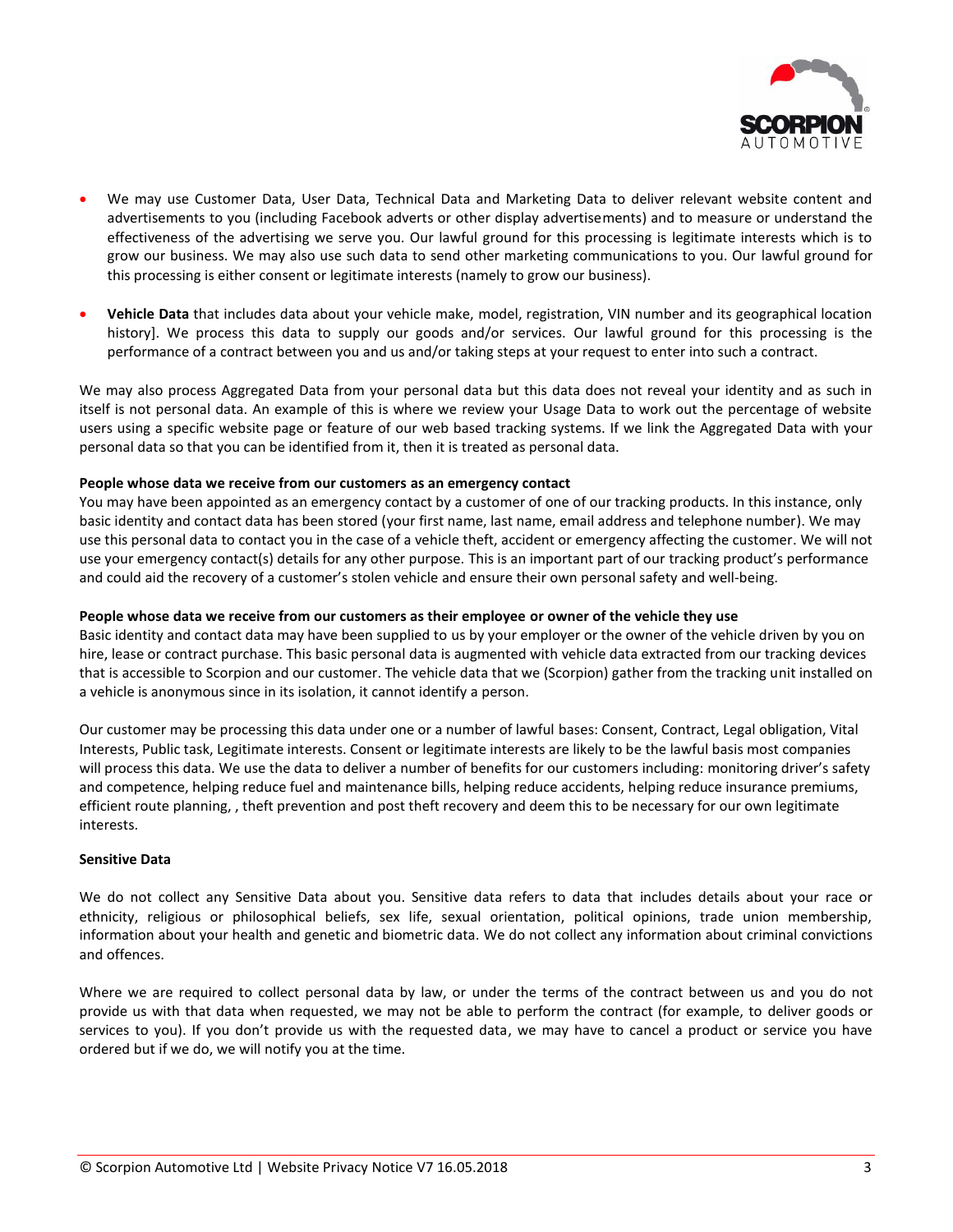- We may use Customer Data, User Data, Technical Data and Marketing Data to deliver relevant website content and advertisements to you (including Facebook adverts or other display advertisements) and to measure or understand the effectiveness of the advertising we serve you. Our lawful ground for this processing is legitimate interests which is to grow our business. We may also use such data to send other marketing communications to you. Our lawful ground for this processing is either consent or legitimate interests (namely to grow our business).

- **Vehicle Data** that includes data about your vehicle make, model, registration, VIN number and its geographical location history]. We process this data to supply our goods and/or services. Our lawful ground for this processing is the performance of a contract between you and us and/or taking steps at your request to enter into such a contract.

We may also process Aggregated Data from your personal data but this data does not reveal your identity and as such in itself is not personal data. An example of this is where we review your Usage Data to work out the percentage of website users using a specific website page or feature of our web based tracking systems. If we link the Aggregated Data with your personal data so that you can be identified from it, then it is treated as personal data.

**People whose data we receive from our customers as an emergency contact**

You may have been appointed as an emergency contact by a customer of one of our tracking products. In this instance, only basic identity and contact data has been stored (your first name, last name, email address and telephone number). We may use this personal data to contact you in the case of a vehicle theft, accident or emergency affecting the customer. We will not use your emergency contact(s) details for any other purpose. This is an important part of our tracking product's performance and could aid the recovery of a customer's stolen vehicle and ensure their own personal safety and well-being.

**People whose data we receive from our customers as their employee or owner of the vehicle they use**

Basic identity and contact data may have been supplied to us by your employer or the owner of the vehicle driven by you on hire, lease or contract purchase. This basic personal data is augmented with vehicle data extracted from our tracking devices that is accessible to Scorpion and our customer. The vehicle data that we (Scorpion) gather from the tracking unit installed on a vehicle is anonymous since in its isolation, it cannot identify a person.

Our customer may be processing this data under one or a number of lawful bases: Consent, Contract, Legal obligation, Vital Interests, Public task, Legitimate interests. Consent or legitimate interests are likely to be the lawful basis most companies will process this data. We use the data to deliver a number of benefits for our customers including: monitoring driver's safety and competence, helping reduce fuel and maintenance bills, helping reduce accidents, helping reduce insurance premiums, efficient route planning, , theft prevention and post theft recovery and deem this to be necessary for our own legitimate interests.

**Sensitive Data**

We do not collect any Sensitive Data about you. Sensitive data refers to data that includes details about your race or ethnicity, religious or philosophical beliefs, sex life, sexual orientation, political opinions, trade union membership, information about your health and genetic and biometric data. We do not collect any information about criminal convictions and offences.

Where we are required to collect personal data by law, or under the terms of the contract between us and you do not provide us with that data when requested, we may not be able to perform the contract (for example, to deliver goods or services to you). If you don't provide us with the requested data, we may have to cancel a product or service you have ordered but if we do, we will notify you at the time.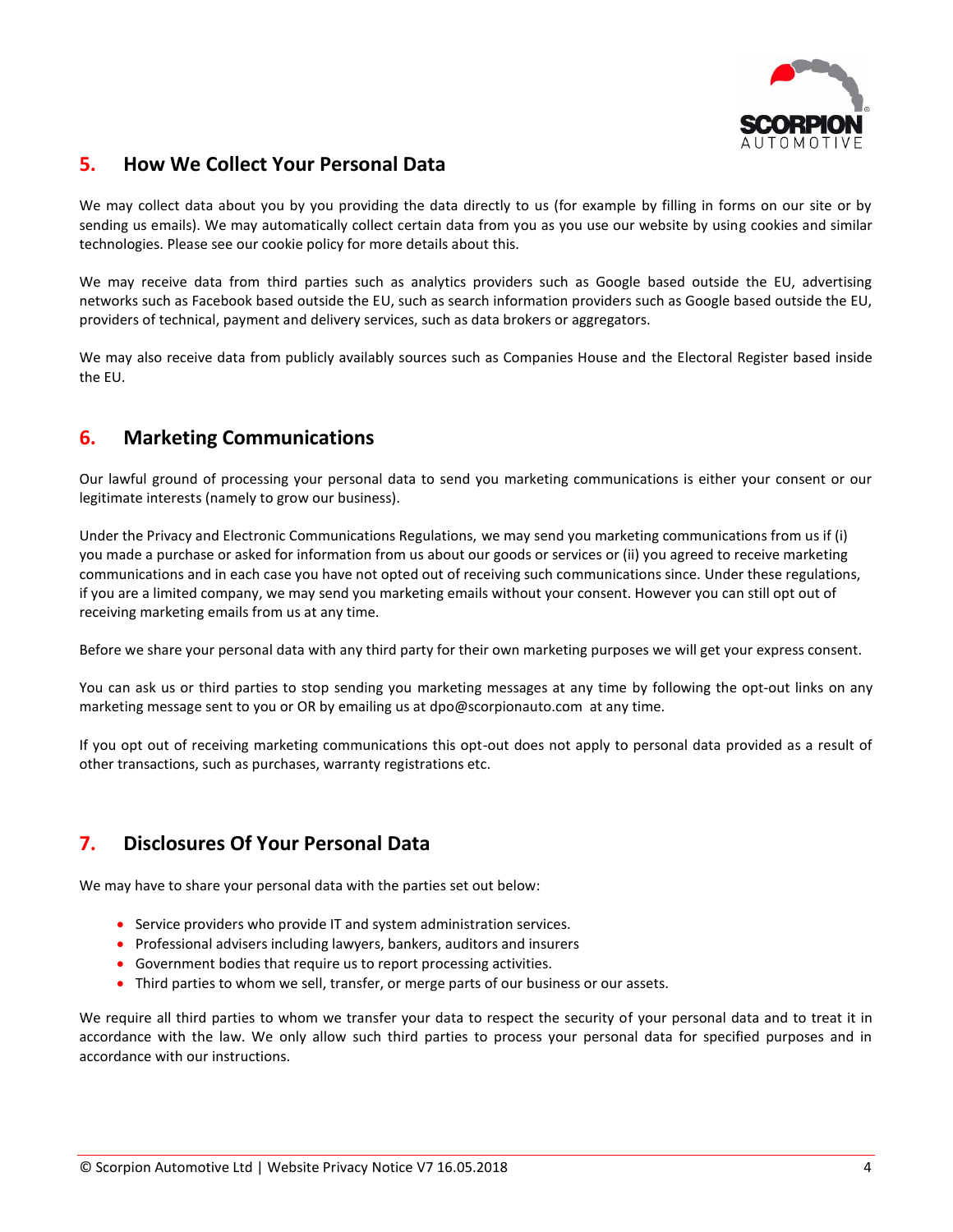## 5. How We Collect Your Personal Data

We may collect data about you by you providing the data directly to us (for example by filling in forms on our site or by sending us emails). We may automatically collect certain data from you as you use our website by using cookies and similar technologies. Please see our cookie policy for more details about this.

We may receive data from third parties such as analytics providers such as Google based outside the EU, advertising networks such as Facebook based outside the EU, such as search information providers such as Google based outside the EU, providers of technical, payment and delivery services, such as data brokers or aggregators.

We may also receive data from publicly availably sources such as Companies House and the Electoral Register based inside the EU.

## 6. Marketing Communications

Our lawful ground of processing your personal data to send you marketing communications is either your consent or our legitimate interests (namely to grow our business).

Under the Privacy and Electronic Communications Regulations, we may send you marketing communications from us if (i) you made a purchase or asked for information from us about our goods or services or (ii) you agreed to receive marketing communications and in each case you have not opted out of receiving such communications since. Under these regulations, if you are a limited company, we may send you marketing emails without your consent. However you can still opt out of receiving marketing emails from us at any time.

Before we share your personal data with any third party for their own marketing purposes we will get your express consent.

You can ask us or third parties to stop sending you marketing messages at any time by following the opt-out links on any marketing message sent to you or OR by emailing us at dpo@scorpionauto.com at any time.

If you opt out of receiving marketing communications this opt-out does not apply to personal data provided as a result of other transactions, such as purchases, warranty registrations etc.

## 7. Disclosures Of Your Personal Data

We may have to share your personal data with the parties set out below:

- Service providers who provide IT and system administration services.
- Professional advisers including lawyers, bankers, auditors and insurers
- Government bodies that require us to report processing activities.
- Third parties to whom we sell, transfer, or merge parts of our business or our assets.

We require all third parties to whom we transfer your data to respect the security of your personal data and to treat it in accordance with the law. We only allow such third parties to process your personal data for specified purposes and in accordance with our instructions.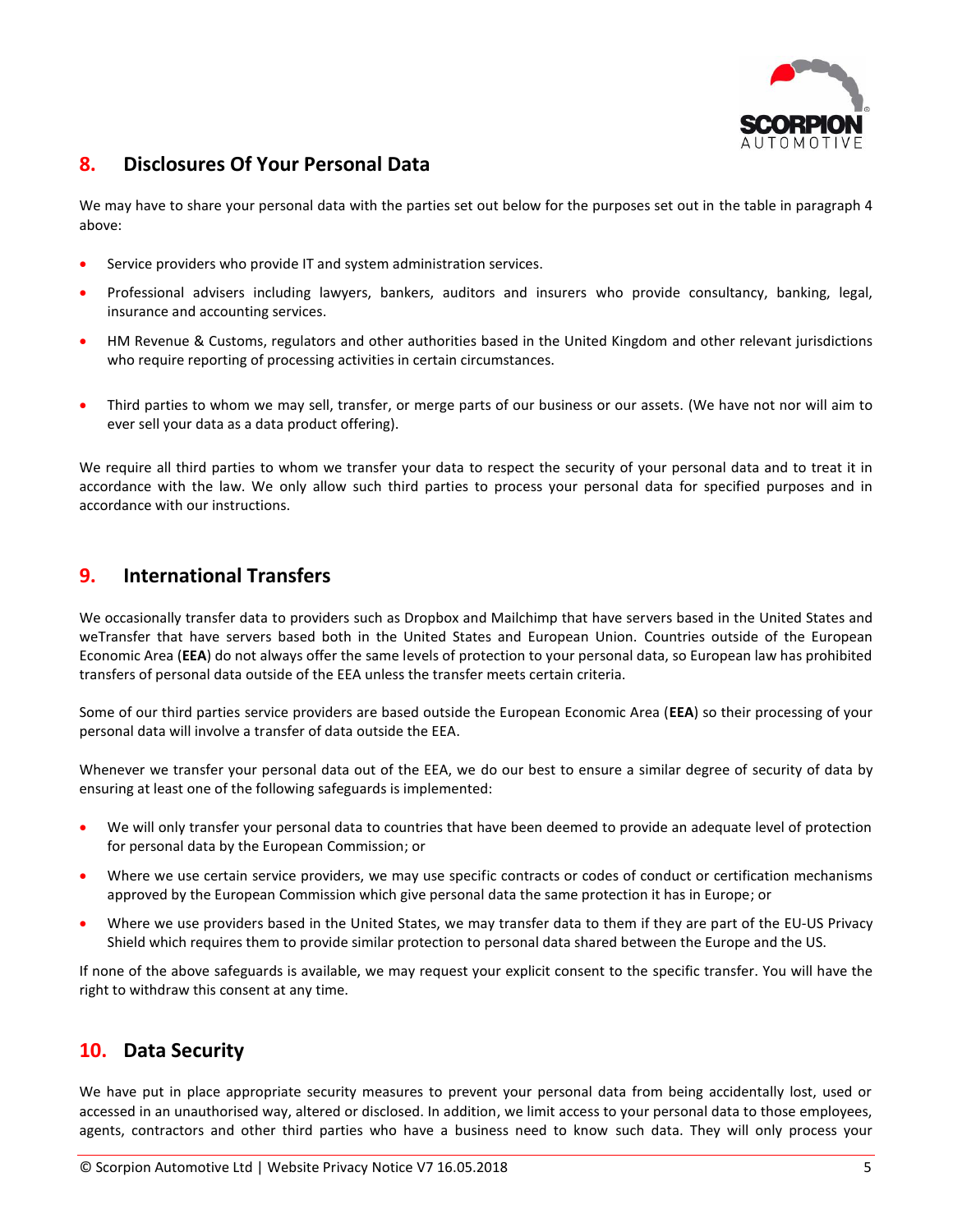## 8. Disclosures Of Your Personal Data

We may have to share your personal data with the parties set out below for the purposes set out in the table in paragraph 4 above:

- Service providers who provide IT and system administration services.
- Professional advisers including lawyers, bankers, auditors and insurers who provide consultancy, banking, legal, insurance and accounting services.
- HM Revenue & Customs, regulators and other authorities based in the United Kingdom and other relevant jurisdictions who require reporting of processing activities in certain circumstances.
- Third parties to whom we may sell, transfer, or merge parts of our business or our assets. (We have not nor will aim to ever sell your data as a data product offering).

We require all third parties to whom we transfer your data to respect the security of your personal data and to treat it in accordance with the law. We only allow such third parties to process your personal data for specified purposes and in accordance with our instructions.

## 9. International Transfers

We occasionally transfer data to providers such as Dropbox and Mailchimp that have servers based in the United States and weTransfer that have servers based both in the United States and European Union. Countries outside of the European Economic Area (**EEA**) do not always offer the same levels of protection to your personal data, so European law has prohibited transfers of personal data outside of the EEA unless the transfer meets certain criteria.

Some of our third parties service providers are based outside the European Economic Area (**EEA**) so their processing of your personal data will involve a transfer of data outside the EEA.

Whenever we transfer your personal data out of the EEA, we do our best to ensure a similar degree of security of data by ensuring at least one of the following safeguards is implemented:

- We will only transfer your personal data to countries that have been deemed to provide an adequate level of protection for personal data by the European Commission; or
- Where we use certain service providers, we may use specific contracts or codes of conduct or certification mechanisms approved by the European Commission which give personal data the same protection it has in Europe; or
- Where we use providers based in the United States, we may transfer data to them if they are part of the EU-US Privacy Shield which requires them to provide similar protection to personal data shared between the Europe and the US.

If none of the above safeguards is available, we may request your explicit consent to the specific transfer. You will have the right to withdraw this consent at any time.

## 10. Data Security

We have put in place appropriate security measures to prevent your personal data from being accidentally lost, used or accessed in an unauthorised way, altered or disclosed. In addition, we limit access to your personal data to those employees, agents, contractors and other third parties who have a business need to know such data. They will only process your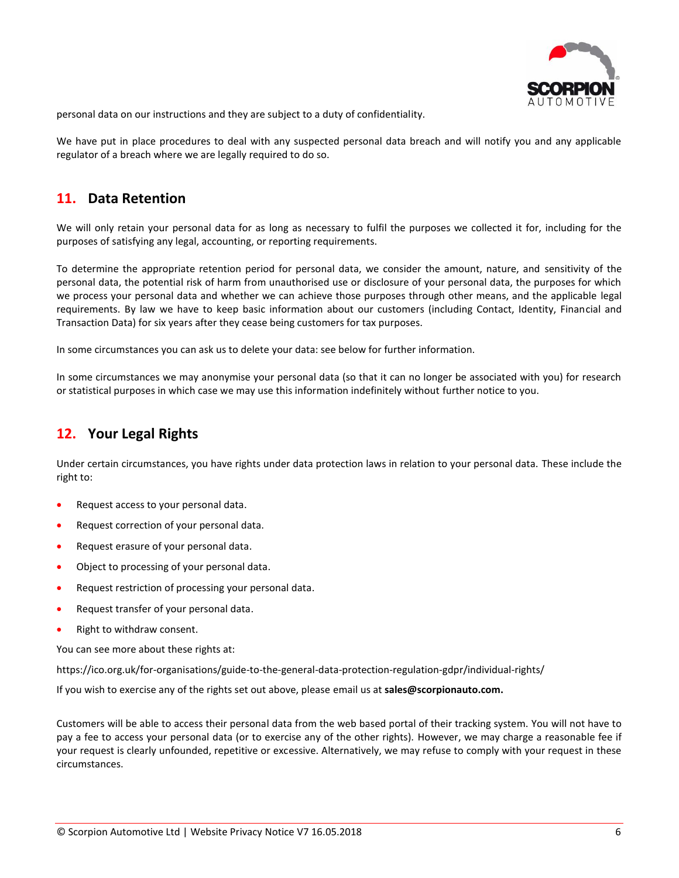personal data on our instructions and they are subject to a duty of confidentiality.

We have put in place procedures to deal with any suspected personal data breach and will notify you and any applicable regulator of a breach where we are legally required to do so.

## 11. Data Retention

We will only retain your personal data for as long as necessary to fulfil the purposes we collected it for, including for the purposes of satisfying any legal, accounting, or reporting requirements.

To determine the appropriate retention period for personal data, we consider the amount, nature, and sensitivity of the personal data, the potential risk of harm from unauthorised use or disclosure of your personal data, the purposes for which we process your personal data and whether we can achieve those purposes through other means, and the applicable legal requirements. By law we have to keep basic information about our customers (including Contact, Identity, Financial and Transaction Data) for six years after they cease being customers for tax purposes.

In some circumstances you can ask us to delete your data: see below for further information.

In some circumstances we may anonymise your personal data (so that it can no longer be associated with you) for research or statistical purposes in which case we may use this information indefinitely without further notice to you.

## 12. Your Legal Rights

Under certain circumstances, you have rights under data protection laws in relation to your personal data. These include the right to:

- Request access to your personal data.
- Request correction of your personal data.
- Request erasure of your personal data.
- Object to processing of your personal data.
- Request restriction of processing your personal data.
- Request transfer of your personal data.
- Right to withdraw consent.

You can see more about these rights at:

https://ico.org.uk/for-organisations/guide-to-the-general-data-protection-regulation-gdpr/individual-rights/

If you wish to exercise any of the rights set out above, please email us at **sales@scorpionauto.com.**

Customers will be able to access their personal data from the web based portal of their tracking system. You will not have to pay a fee to access your personal data (or to exercise any of the other rights). However, we may charge a reasonable fee if your request is clearly unfounded, repetitive or excessive. Alternatively, we may refuse to comply with your request in these circumstances.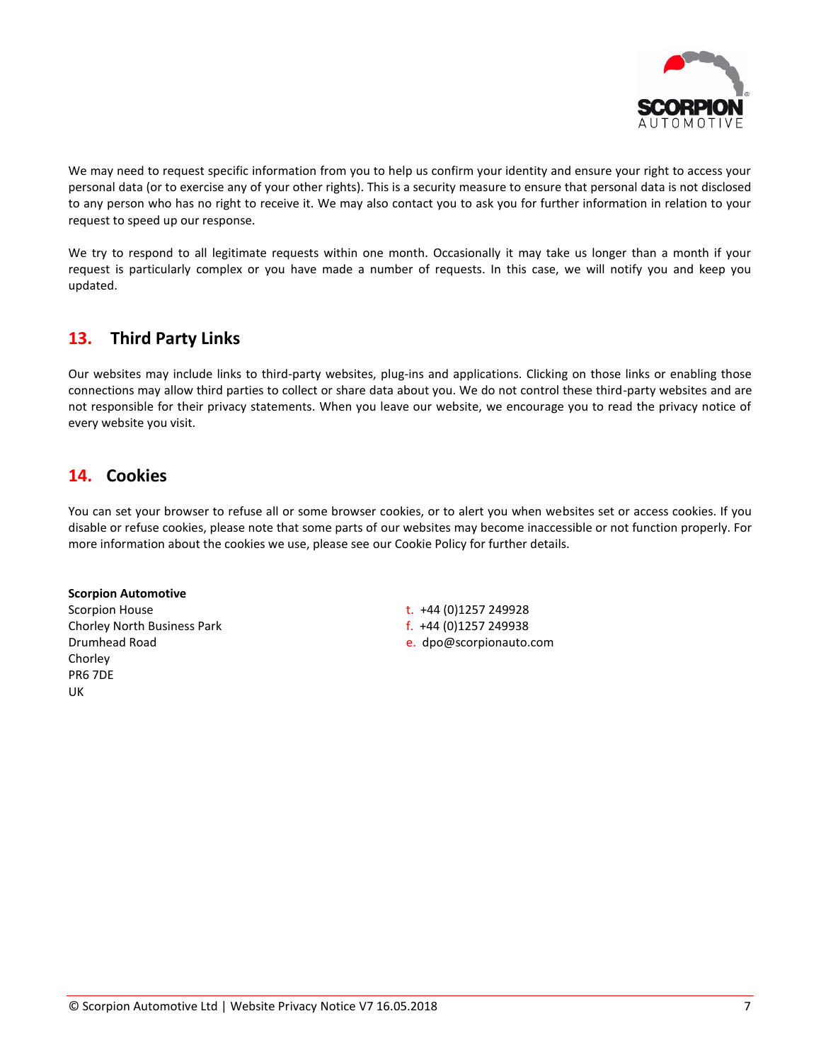We may need to request specific information from you to help us confirm your identity and ensure your right to access your personal data (or to exercise any of your other rights). This is a security measure to ensure that personal data is not disclosed to any person who has no right to receive it. We may also contact you to ask you for further information in relation to your request to speed up our response.

We try to respond to all legitimate requests within one month. Occasionally it may take us longer than a month if your request is particularly complex or you have made a number of requests. In this case, we will notify you and keep you updated.

## 13. Third Party Links

Our websites may include links to third-party websites, plug-ins and applications. Clicking on those links or enabling those connections may allow third parties to collect or share data about you. We do not control these third-party websites and are not responsible for their privacy statements. When you leave our website, we encourage you to read the privacy notice of every website you visit.

## 14. Cookies

You can set your browser to refuse all or some browser cookies, or to alert you when websites set or access cookies. If you disable or refuse cookies, please note that some parts of our websites may become inaccessible or not function properly. For more information about the cookies we use, please see our Cookie Policy for further details.

**Scorpion Automotive**
Scorpion House
Chorley North Business Park
Drumhead Road
Chorley
PR6 7DE
UK

t. +44 (0)1257 249928
f. +44 (0)1257 249938
e. dpo@scorpionauto.com